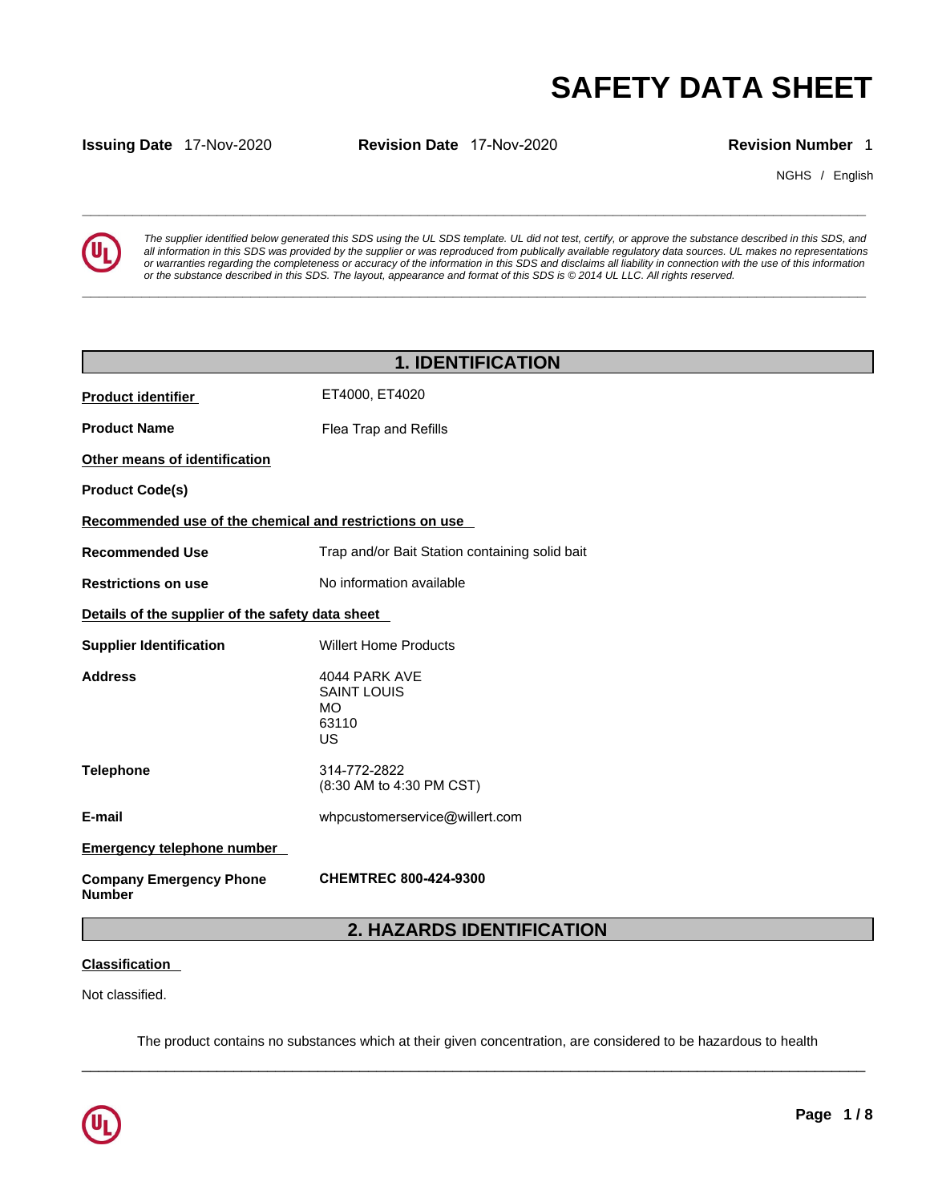# SAFETY DATA SHEET

**Issuing Date** 17-Nov-2020 **Revision Date** 17-Nov-2020 **Revision Number** 1

NGHS / English

*The supplier identified below generated this SDS using the UL SDS template. UL did not test, certify, or approve the substance described in this SDS, and all information in this SDS was provided by the supplier or was reproduced from publically available regulatory data sources. UL makes no representations or warranties regarding the completeness or accuracy of the information in this SDS and disclaims all liability in connection with the use of this information or the substance described in this SDS. The layout, appearance and format of this SDS is © 2014 UL LLC. All rights reserved.*

## 1. IDENTIFICATION

**Product identifier** ET4000, ET4020

**Product Name** Flea Trap and Refills

**Other means of identification**

**Product Code(s)**

**Recommended use of the chemical and restrictions on use**

**Recommended Use** Trap and/or Bait Station containing solid bait

**Restrictions on use** No information available

**Details of the supplier of the safety data sheet**

**Supplier Identification** Willert Home Products

**Address** 4044 PARK AVE
SAINT LOUIS
MO
63110
US

**Telephone** 314-772-2822
(8:30 AM to 4:30 PM CST)

**E-mail** whpcustomerservice@willert.com

**Emergency telephone number**

**Company Emergency Phone Number** **CHEMTREC 800-424-9300**

## 2. HAZARDS IDENTIFICATION

**Classification**

Not classified.

The product contains no substances which at their given concentration, are considered to be hazardous to health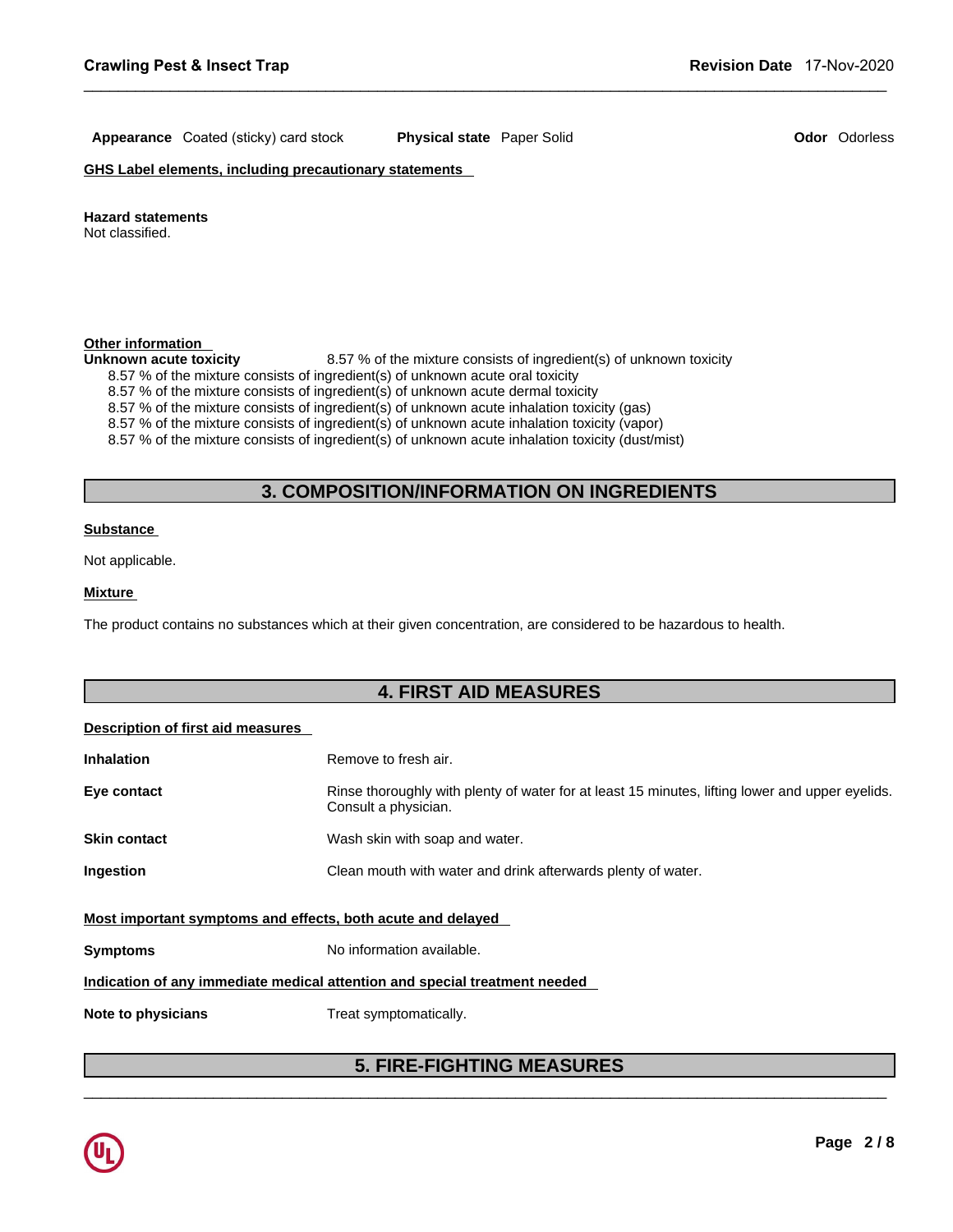**Appearance** Coated (sticky) card stock **Physical state** Paper Solid **Odor** Odorless

**GHS Label elements, including precautionary statements**

**Hazard statements**
Not classified.

**Other information**

**Unknown acute toxicity** 8.57 % of the mixture consists of ingredient(s) of unknown toxicity

8.57 % of the mixture consists of ingredient(s) of unknown acute oral toxicity
8.57 % of the mixture consists of ingredient(s) of unknown acute dermal toxicity
8.57 % of the mixture consists of ingredient(s) of unknown acute inhalation toxicity (gas)
8.57 % of the mixture consists of ingredient(s) of unknown acute inhalation toxicity (vapor)
8.57 % of the mixture consists of ingredient(s) of unknown acute inhalation toxicity (dust/mist)

## 3. COMPOSITION/INFORMATION ON INGREDIENTS

**Substance**

Not applicable.

**Mixture**

The product contains no substances which at their given concentration, are considered to be hazardous to health.

## 4. FIRST AID MEASURES

**Description of first aid measures**

**Inhalation** Remove to fresh air.

**Eye contact** Rinse thoroughly with plenty of water for at least 15 minutes, lifting lower and upper eyelids. Consult a physician.

**Skin contact** Wash skin with soap and water.

**Ingestion** Clean mouth with water and drink afterwards plenty of water.

**Most important symptoms and effects, both acute and delayed**

**Symptoms** No information available.

**Indication of any immediate medical attention and special treatment needed**

**Note to physicians** Treat symptomatically.

## 5. FIRE-FIGHTING MEASURES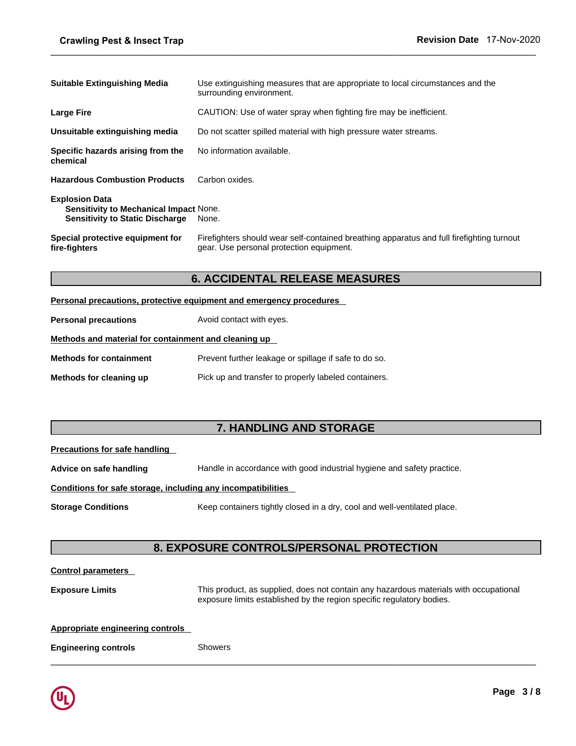**Suitable Extinguishing Media** Use extinguishing measures that are appropriate to local circumstances and the surrounding environment.

**Large Fire** CAUTION: Use of water spray when fighting fire may be inefficient.

**Unsuitable extinguishing media** Do not scatter spilled material with high pressure water streams.

**Specific hazards arising from the chemical** No information available.

**Hazardous Combustion Products** Carbon oxides.

**Explosion Data**
**Sensitivity to Mechanical Impact** None.
**Sensitivity to Static Discharge** None.

**Special protective equipment for fire-fighters** Firefighters should wear self-contained breathing apparatus and full firefighting turnout gear. Use personal protection equipment.

## 6. ACCIDENTAL RELEASE MEASURES

**Personal precautions, protective equipment and emergency procedures**

**Personal precautions** Avoid contact with eyes.

**Methods and material for containment and cleaning up**

**Methods for containment** Prevent further leakage or spillage if safe to do so.

**Methods for cleaning up** Pick up and transfer to properly labeled containers.

## 7. HANDLING AND STORAGE

**Precautions for safe handling**

**Advice on safe handling** Handle in accordance with good industrial hygiene and safety practice.

**Conditions for safe storage, including any incompatibilities**

**Storage Conditions** Keep containers tightly closed in a dry, cool and well-ventilated place.

## 8. EXPOSURE CONTROLS/PERSONAL PROTECTION

**Control parameters**

**Exposure Limits** This product, as supplied, does not contain any hazardous materials with occupational exposure limits established by the region specific regulatory bodies.

**Appropriate engineering controls**

**Engineering controls** Showers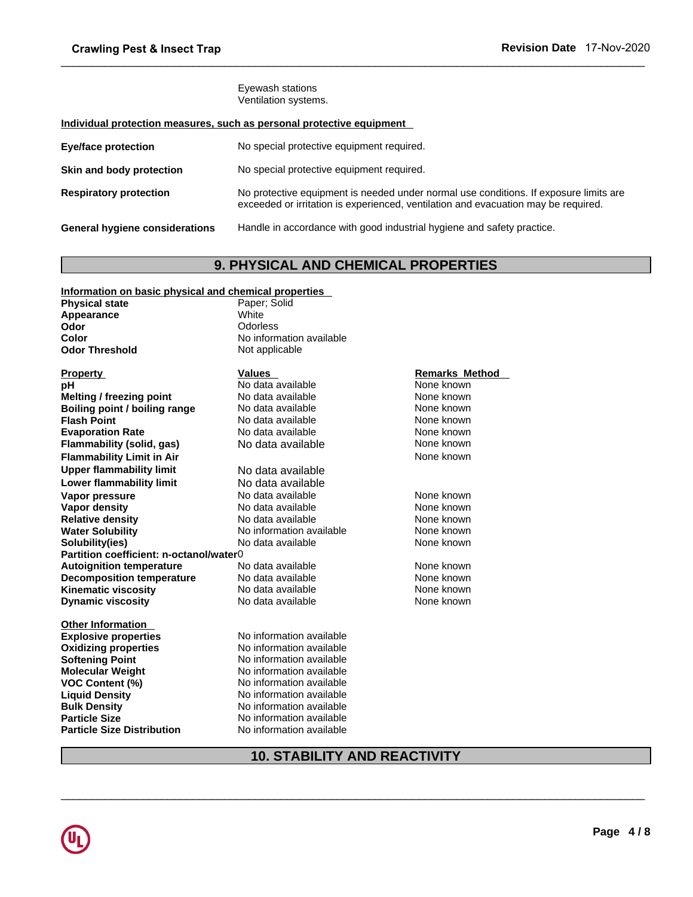Eyewash stations
Ventilation systems.

**Individual protection measures, such as personal protective equipment**

| | |
|---|---|
| **Eye/face protection** | No special protective equipment required. |
| **Skin and body protection** | No special protective equipment required. |
| **Respiratory protection** | No protective equipment is needed under normal use conditions. If exposure limits are exceeded or irritation is experienced, ventilation and evacuation may be required. |
| **General hygiene considerations** | Handle in accordance with good industrial hygiene and safety practice. |

## 9. PHYSICAL AND CHEMICAL PROPERTIES

**Information on basic physical and chemical properties**

| | |
|---|---|
| **Physical state** | Paper; Solid |
| **Appearance** | White |
| **Odor** | Odorless |
| **Color** | No information available |
| **Odor Threshold** | Not applicable |

| **Property** | **Values** | **Remarks Method** |
|---|---|---|
| **pH** | No data available | None known |
| **Melting / freezing point** | No data available | None known |
| **Boiling point / boiling range** | No data available | None known |
| **Flash Point** | No data available | None known |
| **Evaporation Rate** | No data available | None known |
| **Flammability (solid, gas)** | No data available | None known |
| **Flammability Limit in Air** | | None known |
| **Upper flammability limit** | No data available | |
| **Lower flammability limit** | No data available | |
| **Vapor pressure** | No data available | None known |
| **Vapor density** | No data available | None known |
| **Relative density** | No data available | None known |
| **Water Solubility** | No information available | None known |
| **Solubility(ies)** | No data available | None known |
| **Partition coefficient: n-octanol/water** | 0 | |
| **Autoignition temperature** | No data available | None known |
| **Decomposition temperature** | No data available | None known |
| **Kinematic viscosity** | No data available | None known |
| **Dynamic viscosity** | No data available | None known |

**Other Information**

| | |
|---|---|
| **Explosive properties** | No information available |
| **Oxidizing properties** | No information available |
| **Softening Point** | No information available |
| **Molecular Weight** | No information available |
| **VOC Content (%)** | No information available |
| **Liquid Density** | No information available |
| **Bulk Density** | No information available |
| **Particle Size** | No information available |
| **Particle Size Distribution** | No information available |

## 10. STABILITY AND REACTIVITY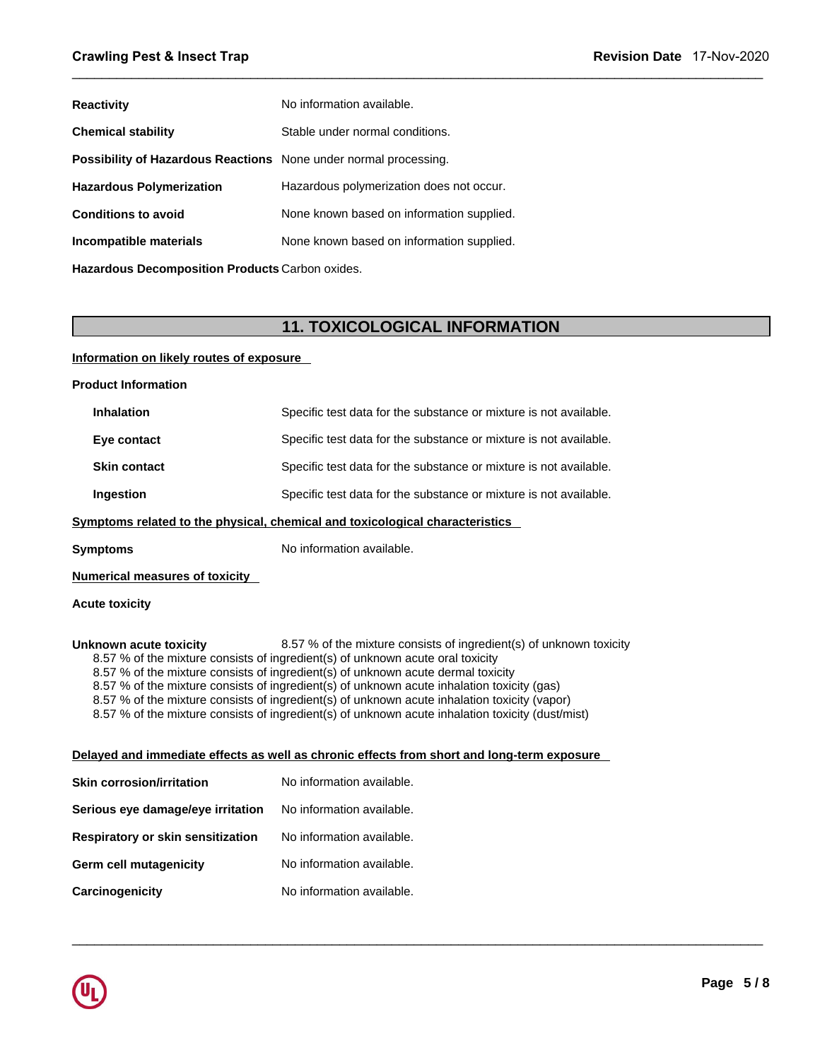**Reactivity** No information available.

**Chemical stability** Stable under normal conditions.

**Possibility of Hazardous Reactions** None under normal processing.

**Hazardous Polymerization** Hazardous polymerization does not occur.

**Conditions to avoid** None known based on information supplied.

**Incompatible materials** None known based on information supplied.

**Hazardous Decomposition Products** Carbon oxides.

## 11. TOXICOLOGICAL INFORMATION

**Information on likely routes of exposure**

**Product Information**

**Inhalation** Specific test data for the substance or mixture is not available.

**Eye contact** Specific test data for the substance or mixture is not available.

**Skin contact** Specific test data for the substance or mixture is not available.

**Ingestion** Specific test data for the substance or mixture is not available.

**Symptoms related to the physical, chemical and toxicological characteristics**

**Symptoms** No information available.

**Numerical measures of toxicity**

**Acute toxicity**

**Unknown acute toxicity** 8.57 % of the mixture consists of ingredient(s) of unknown toxicity

8.57 % of the mixture consists of ingredient(s) of unknown acute oral toxicity
8.57 % of the mixture consists of ingredient(s) of unknown acute dermal toxicity
8.57 % of the mixture consists of ingredient(s) of unknown acute inhalation toxicity (gas)
8.57 % of the mixture consists of ingredient(s) of unknown acute inhalation toxicity (vapor)
8.57 % of the mixture consists of ingredient(s) of unknown acute inhalation toxicity (dust/mist)

**Delayed and immediate effects as well as chronic effects from short and long-term exposure**

**Skin corrosion/irritation** No information available.

**Serious eye damage/eye irritation** No information available.

**Respiratory or skin sensitization** No information available.

**Germ cell mutagenicity** No information available.

**Carcinogenicity** No information available.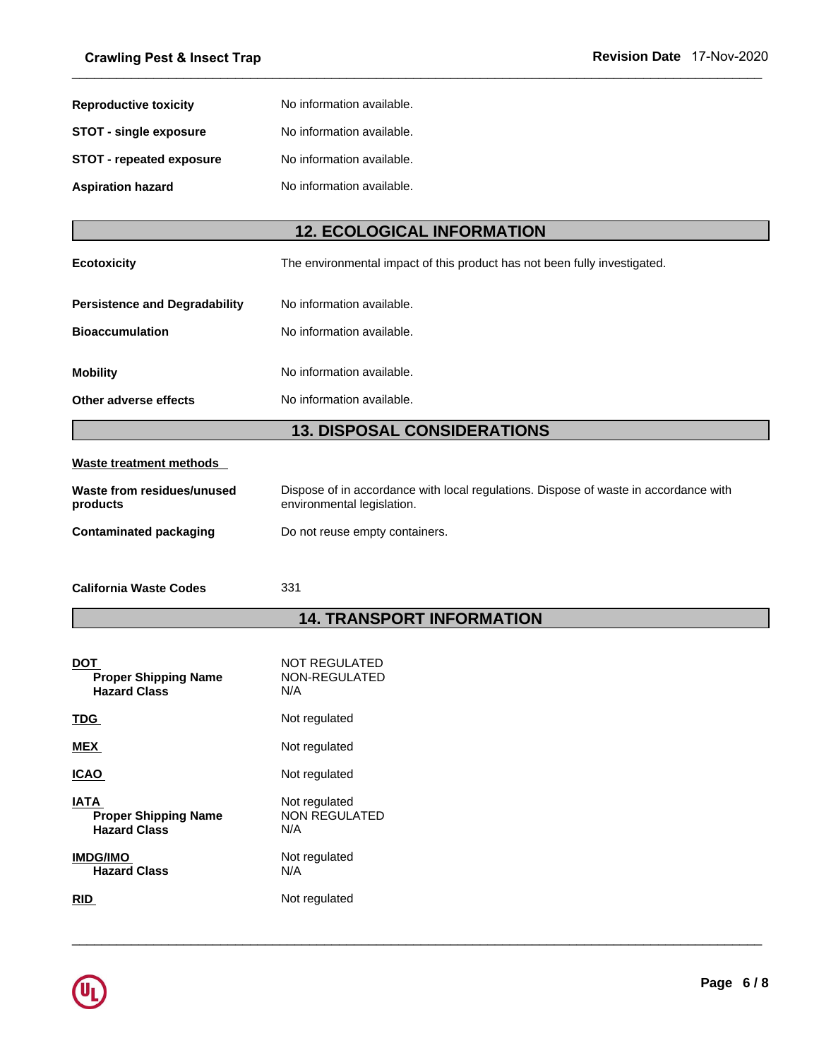**Reproductive toxicity** No information available.

**STOT - single exposure** No information available.

**STOT - repeated exposure** No information available.

**Aspiration hazard** No information available.

## 12. ECOLOGICAL INFORMATION

**Ecotoxicity** The environmental impact of this product has not been fully investigated.

**Persistence and Degradability** No information available.

**Bioaccumulation** No information available.

**Mobility** No information available.

**Other adverse effects** No information available.

## 13. DISPOSAL CONSIDERATIONS

**Waste treatment methods**

**Waste from residues/unused products** Dispose of in accordance with local regulations. Dispose of waste in accordance with environmental legislation.

**Contaminated packaging** Do not reuse empty containers.

**California Waste Codes** 331

## 14. TRANSPORT INFORMATION

**DOT** NOT REGULATED
- **Proper Shipping Name** NON-REGULATED
- **Hazard Class** N/A

**TDG** Not regulated

**MEX** Not regulated

**ICAO** Not regulated

**IATA** Not regulated
- **Proper Shipping Name** NON REGULATED
- **Hazard Class** N/A

**IMDG/IMO** Not regulated
- **Hazard Class** N/A

**RID** Not regulated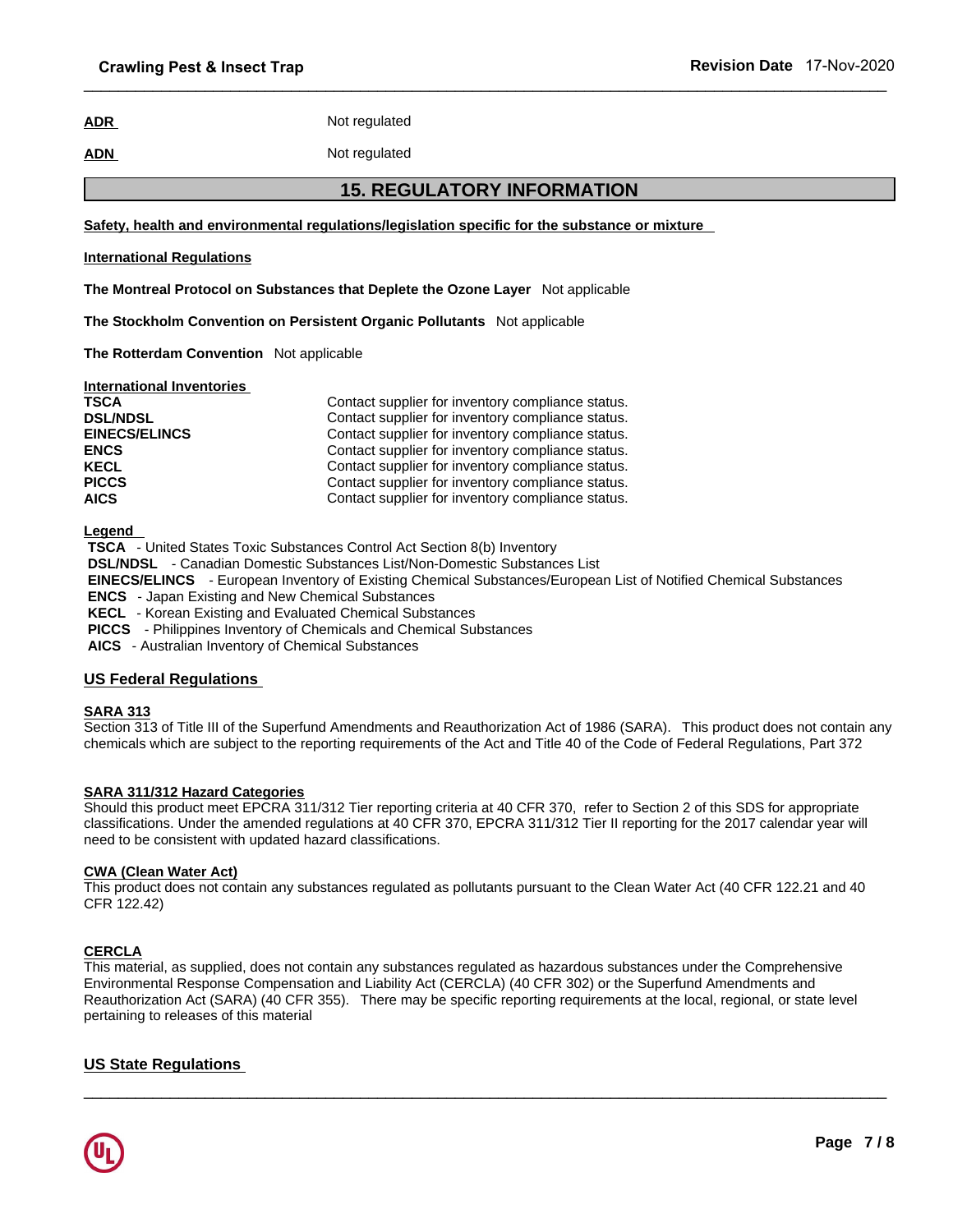**ADR** Not regulated

**ADN** Not regulated

## 15. REGULATORY INFORMATION

**Safety, health and environmental regulations/legislation specific for the substance or mixture**

**International Regulations**

**The Montreal Protocol on Substances that Deplete the Ozone Layer** Not applicable

**The Stockholm Convention on Persistent Organic Pollutants** Not applicable

**The Rotterdam Convention** Not applicable

**International Inventories**

| | |
|---|---|
| **TSCA** | Contact supplier for inventory compliance status. |
| **DSL/NDSL** | Contact supplier for inventory compliance status. |
| **EINECS/ELINCS** | Contact supplier for inventory compliance status. |
| **ENCS** | Contact supplier for inventory compliance status. |
| **KECL** | Contact supplier for inventory compliance status. |
| **PICCS** | Contact supplier for inventory compliance status. |
| **AICS** | Contact supplier for inventory compliance status. |

**Legend**

**TSCA** - United States Toxic Substances Control Act Section 8(b) Inventory
**DSL/NDSL** - Canadian Domestic Substances List/Non-Domestic Substances List
**EINECS/ELINCS** - European Inventory of Existing Chemical Substances/European List of Notified Chemical Substances
**ENCS** - Japan Existing and New Chemical Substances
**KECL** - Korean Existing and Evaluated Chemical Substances
**PICCS** - Philippines Inventory of Chemicals and Chemical Substances
**AICS** - Australian Inventory of Chemical Substances

### US Federal Regulations

**SARA 313**

Section 313 of Title III of the Superfund Amendments and Reauthorization Act of 1986 (SARA). This product does not contain any chemicals which are subject to the reporting requirements of the Act and Title 40 of the Code of Federal Regulations, Part 372

**SARA 311/312 Hazard Categories**

Should this product meet EPCRA 311/312 Tier reporting criteria at 40 CFR 370, refer to Section 2 of this SDS for appropriate classifications. Under the amended regulations at 40 CFR 370, EPCRA 311/312 Tier II reporting for the 2017 calendar year will need to be consistent with updated hazard classifications.

**CWA (Clean Water Act)**

This product does not contain any substances regulated as pollutants pursuant to the Clean Water Act (40 CFR 122.21 and 40 CFR 122.42)

**CERCLA**

This material, as supplied, does not contain any substances regulated as hazardous substances under the Comprehensive Environmental Response Compensation and Liability Act (CERCLA) (40 CFR 302) or the Superfund Amendments and Reauthorization Act (SARA) (40 CFR 355). There may be specific reporting requirements at the local, regional, or state level pertaining to releases of this material

### US State Regulations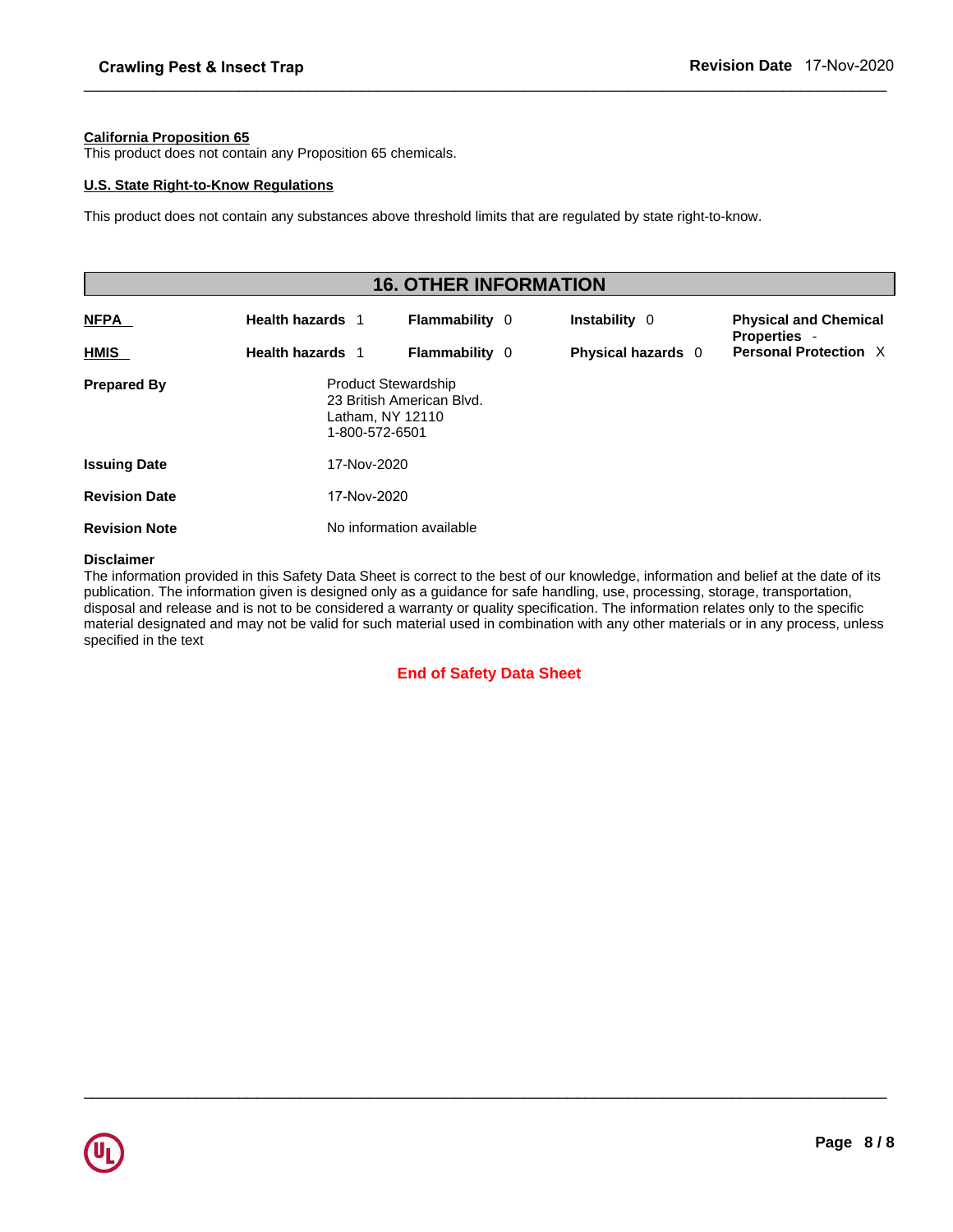**California Proposition 65**
This product does not contain any Proposition 65 chemicals.

**U.S. State Right-to-Know Regulations**

This product does not contain any substances above threshold limits that are regulated by state right-to-know.

## 16. OTHER INFORMATION

| | | | | |
|---|---|---|---|---|
| **NFPA** | **Health hazards** 1 | **Flammability** 0 | **Instability** 0 | **Physical and Chemical Properties** - |
| **HMIS** | **Health hazards** 1 | **Flammability** 0 | **Physical hazards** 0 | **Personal Protection** X |

**Prepared By**
Product Stewardship
23 British American Blvd.
Latham, NY 12110
1-800-572-6501

**Issuing Date** 17-Nov-2020

**Revision Date** 17-Nov-2020

**Revision Note** No information available

**Disclaimer**
The information provided in this Safety Data Sheet is correct to the best of our knowledge, information and belief at the date of its publication. The information given is designed only as a guidance for safe handling, use, processing, storage, transportation, disposal and release and is not to be considered a warranty or quality specification. The information relates only to the specific material designated and may not be valid for such material used in combination with any other materials or in any process, unless specified in the text

**End of Safety Data Sheet**